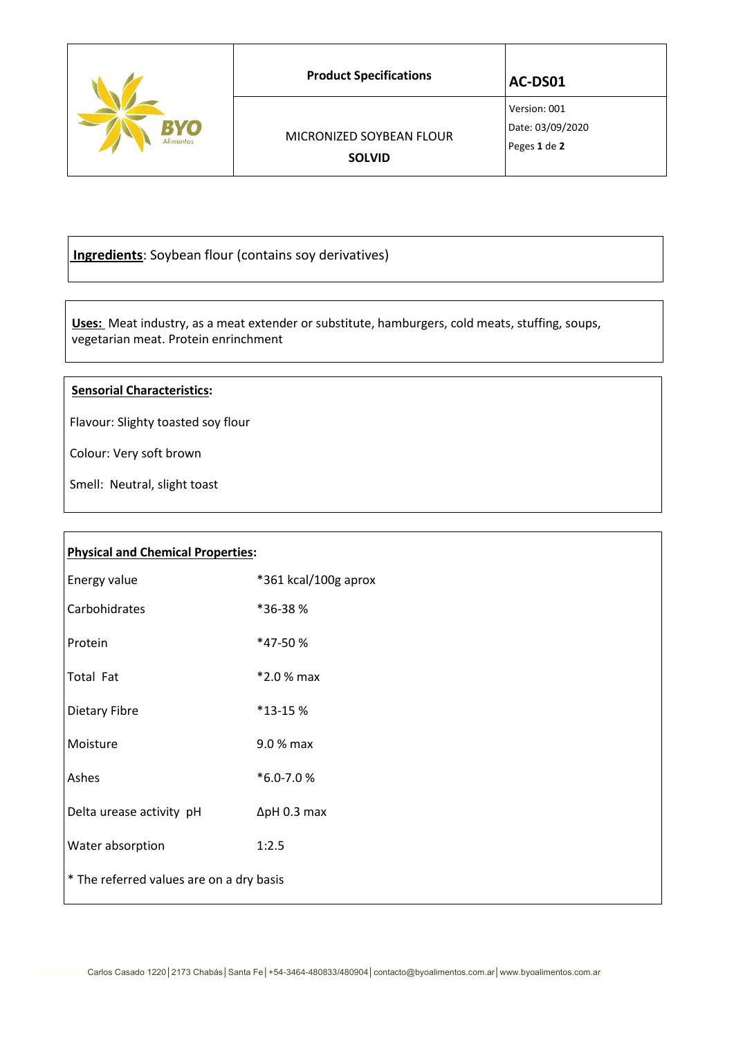| BYO Alimentos | Product Specifications | AC-DS01 |
|---|---|---|
| | MICRONIZED SOYBEAN FLOUR **SOLVID** | Version: 001<br>Date: 03/09/2020<br>Peges **1** de **2** |

**Ingredients**: Soybean flour (contains soy derivatives)

**Uses:** Meat industry, as a meat extender or substitute, hamburgers, cold meats, stuffing, soups, vegetarian meat. Protein enrinchment

**Sensorial Characteristics:**

Flavour: Slighty toasted soy flour

Colour: Very soft brown

Smell: Neutral, slight toast

**Physical and Chemical Properties:**

| Property | Value |
|---|---|
| Energy value | *361 kcal/100g aprox |
| Carbohidrates | *36-38 % |
| Protein | *47-50 % |
| Total Fat | *2.0 % max |
| Dietary Fibre | *13-15 % |
| Moisture | 9.0 % max |
| Ashes | *6.0-7.0 % |
| Delta urease activity pH | ΔpH 0.3 max |
| Water absorption | 1:2.5 |

* The referred values are on a dry basis

Carlos Casado 1220 | 2173 Chabás | Santa Fe | +54-3464-480833/480904 | contacto@byoalimentos.com.ar | www.byoalimentos.com.ar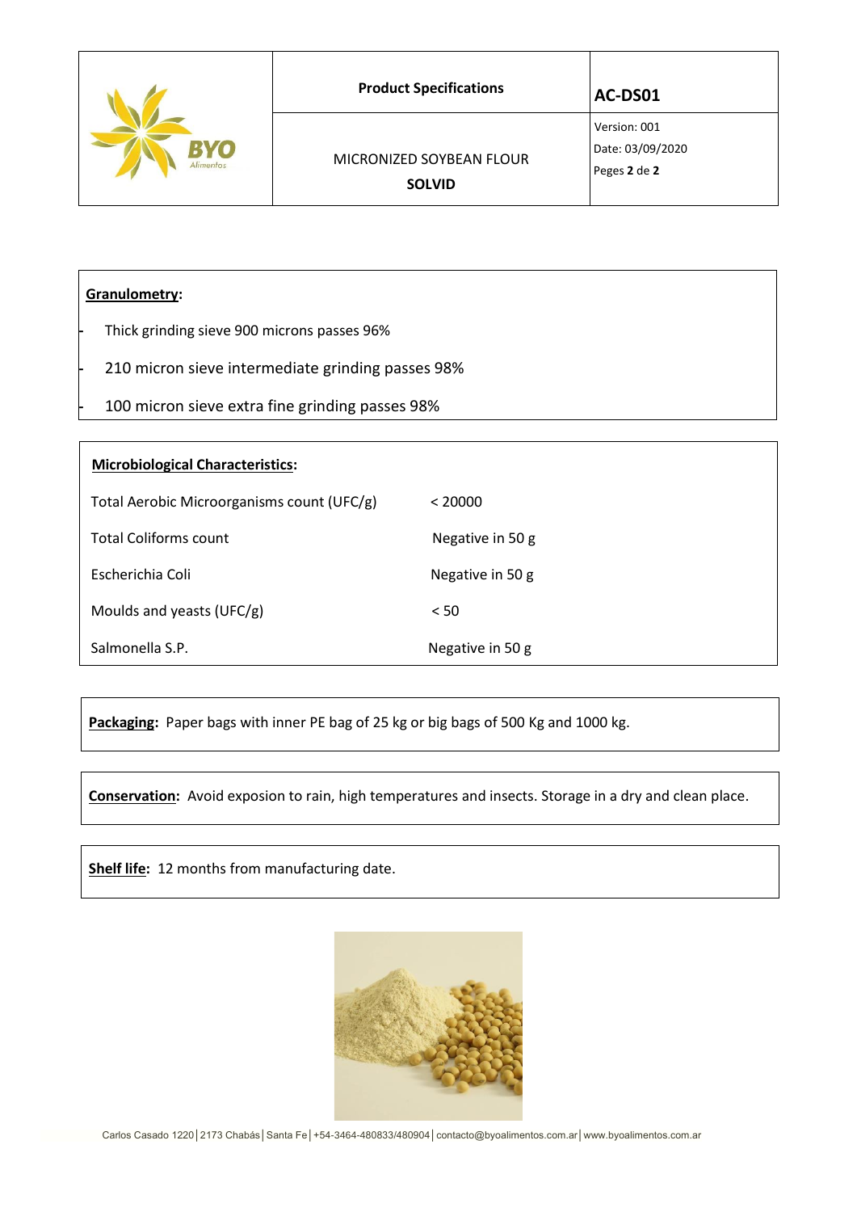| | Product Specifications | AC-DS01 |
|---|---|---|
| BYO Alimentos | MICRONIZED SOYBEAN FLOUR **SOLVID** | Version: 001 Date: 03/09/2020 Peges **2** de **2** |

**Granulometry:**

- Thick grinding sieve 900 microns passes 96%
- 210 micron sieve intermediate grinding passes 98%
- 100 micron sieve extra fine grinding passes 98%

**Microbiological Characteristics:**

| | |
|---|---|
| Total Aerobic Microorganisms count (UFC/g) | < 20000 |
| Total Coliforms count | Negative in 50 g |
| Escherichia Coli | Negative in 50 g |
| Moulds and yeasts (UFC/g) | < 50 |
| Salmonella S.P. | Negative in 50 g |

**Packaging:** Paper bags with inner PE bag of 25 kg or big bags of 500 Kg and 1000 kg.

**Conservation:** Avoid exposion to rain, high temperatures and insects. Storage in a dry and clean place.

**Shelf life:** 12 months from manufacturing date.

Carlos Casado 1220 | 2173 Chabás | Santa Fe | +54-3464-480833/480904 | contacto@byoalimentos.com.ar | www.byoalimentos.com.ar